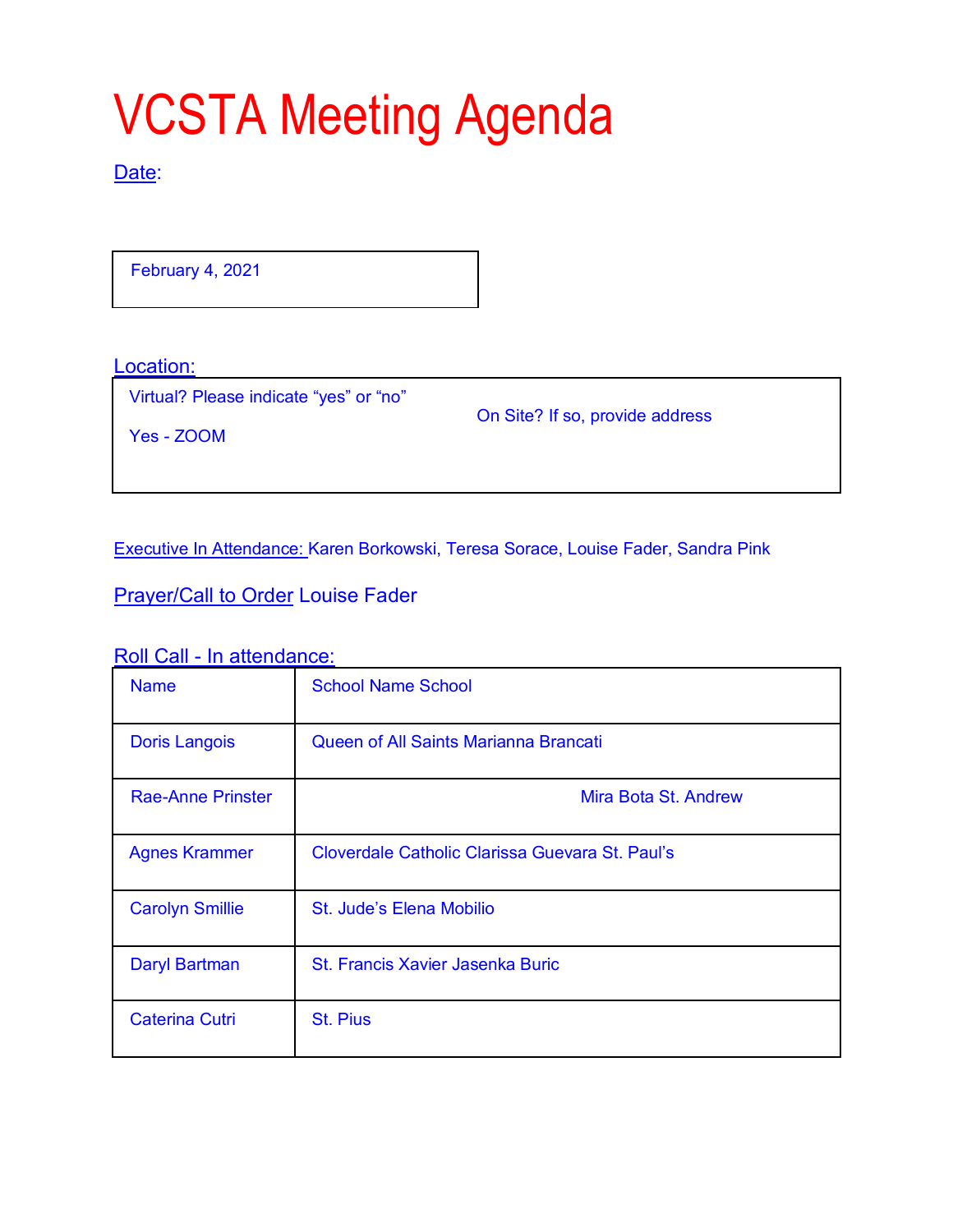# VCSTA Meeting Agenda

Date:

| February 4, 2021 |
|---|

Location:

| Virtual? Please indicate "yes" or "no" | On Site? If so, provide address |
|---|---|
| Yes - ZOOM | |

Executive In Attendance: Karen Borkowski, Teresa Sorace, Louise Fader, Sandra Pink

Prayer/Call to Order Louise Fader

Roll Call - In attendance:

| Name | School Name School |
|---|---|
| Doris Langois | Queen of All Saints Marianna Brancati |
| Rae-Anne Prinster | Mira Bota St. Andrew |
| Agnes Krammer | Cloverdale Catholic Clarissa Guevara St. Paul's |
| Carolyn Smillie | St. Jude's Elena Mobilio |
| Daryl Bartman | St. Francis Xavier Jasenka Buric |
| Caterina Cutri | St. Pius |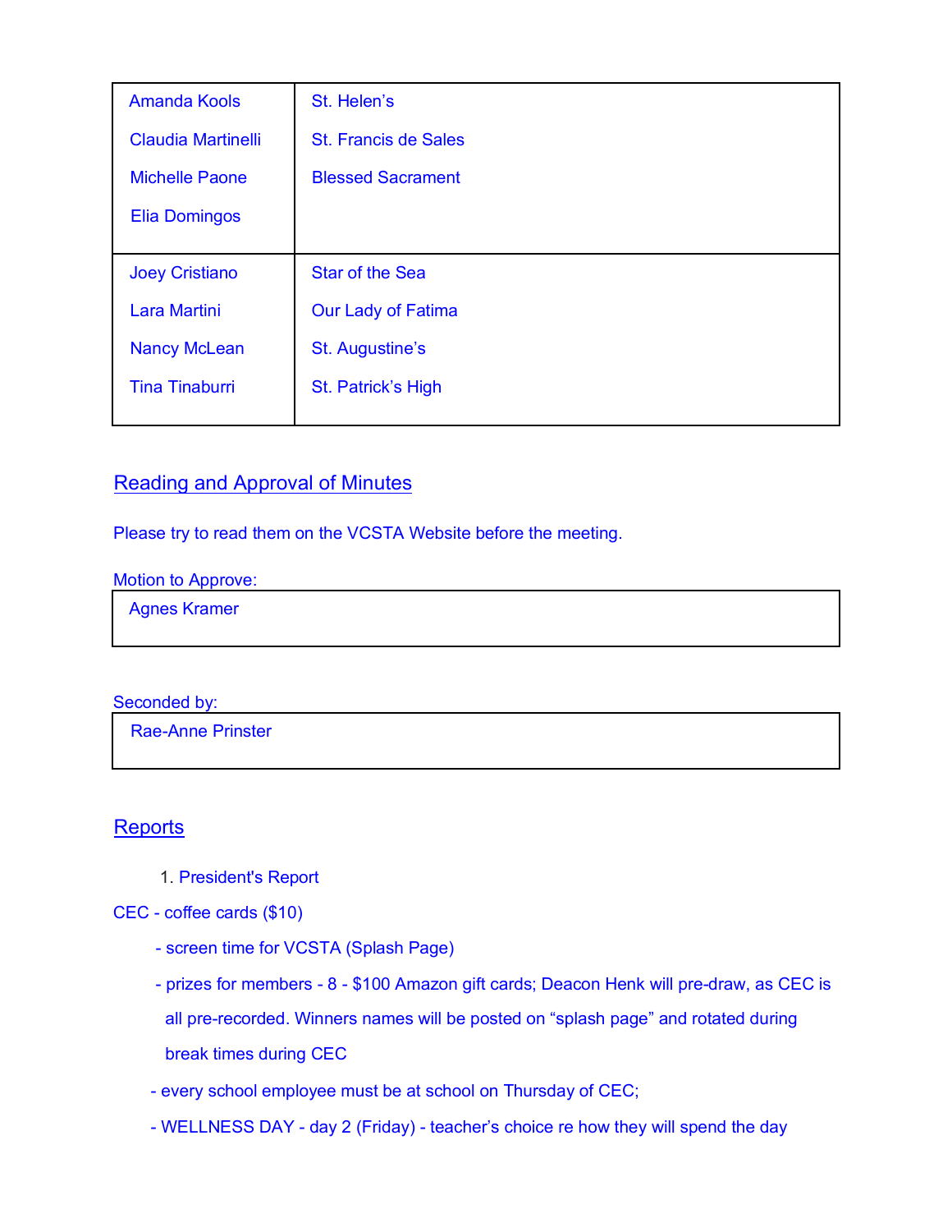| | |
|---|---|
| Amanda Kools<br><br>Claudia Martinelli<br><br>Michelle Paone<br><br>Elia Domingos | St. Helen's<br><br>St. Francis de Sales<br><br>Blessed Sacrament |
| Joey Cristiano<br><br>Lara Martini<br><br>Nancy McLean<br><br>Tina Tinaburri | Star of the Sea<br><br>Our Lady of Fatima<br><br>St. Augustine's<br><br>St. Patrick's High |

## Reading and Approval of Minutes

Please try to read them on the VCSTA Website before the meeting.

Motion to Approve:

| Agnes Kramer |
|---|

Seconded by:

| Rae-Anne Prinster |
|---|

## Reports

1. President's Report

CEC - coffee cards ($10)

- screen time for VCSTA (Splash Page)
- prizes for members - 8 - $100 Amazon gift cards; Deacon Henk will pre-draw, as CEC is all pre-recorded. Winners names will be posted on "splash page" and rotated during break times during CEC
- every school employee must be at school on Thursday of CEC;
- WELLNESS DAY - day 2 (Friday) - teacher's choice re how they will spend the day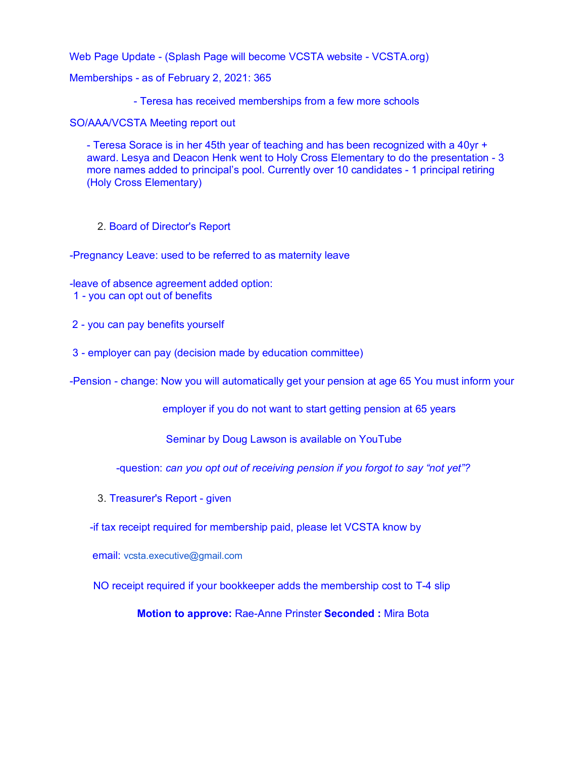Web Page Update - (Splash Page will become VCSTA website - VCSTA.org)

Memberships - as of February 2, 2021: 365

- Teresa has received memberships from a few more schools

SO/AAA/VCSTA Meeting report out

- Teresa Sorace is in her 45th year of teaching and has been recognized with a 40yr + award. Lesya and Deacon Henk went to Holy Cross Elementary to do the presentation - 3 more names added to principal's pool. Currently over 10 candidates - 1 principal retiring (Holy Cross Elementary)

2. Board of Director's Report

-Pregnancy Leave: used to be referred to as maternity leave

-leave of absence agreement added option:
1 - you can opt out of benefits

2 - you can pay benefits yourself

3 - employer can pay (decision made by education committee)

-Pension - change: Now you will automatically get your pension at age 65 You must inform your employer if you do not want to start getting pension at 65 years

Seminar by Doug Lawson is available on YouTube

-question: *can you opt out of receiving pension if you forgot to say "not yet"?*

3. Treasurer's Report - given

-if tax receipt required for membership paid, please let VCSTA know by

email: vcsta.executive@gmail.com

NO receipt required if your bookkeeper adds the membership cost to T-4 slip

**Motion to approve:** Rae-Anne Prinster **Seconded :** Mira Bota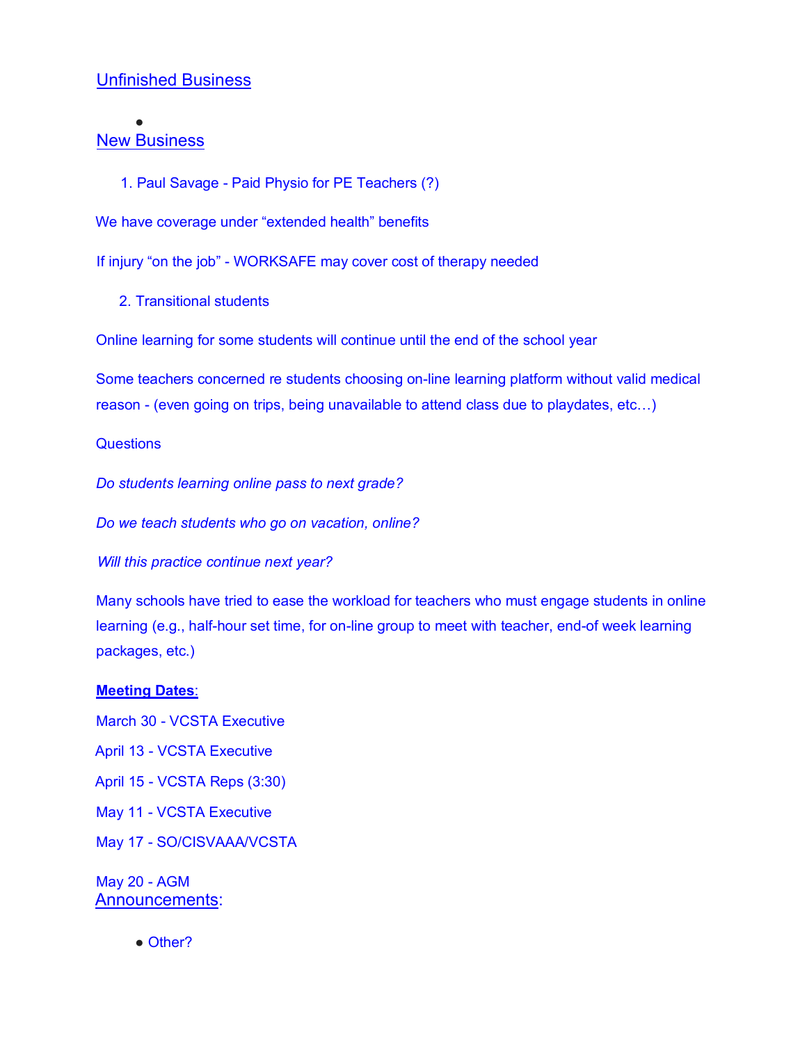## Unfinished Business

- 

## New Business

1. Paul Savage - Paid Physio for PE Teachers (?)

We have coverage under "extended health" benefits

If injury "on the job" - WORKSAFE may cover cost of therapy needed

2. Transitional students

Online learning for some students will continue until the end of the school year

Some teachers concerned re students choosing on-line learning platform without valid medical reason - (even going on trips, being unavailable to attend class due to playdates, etc…)

Questions

*Do students learning online pass to next grade?*

*Do we teach students who go on vacation, online?*

*Will this practice continue next year?*

Many schools have tried to ease the workload for teachers who must engage students in online learning (e.g., half-hour set time, for on-line group to meet with teacher, end-of week learning packages, etc.)

**Meeting Dates**:

March 30 - VCSTA Executive

April 13 - VCSTA Executive

April 15 - VCSTA Reps (3:30)

May 11 - VCSTA Executive

May 17 - SO/CISVAAA/VCSTA

May 20 - AGM

## Announcements:

- Other?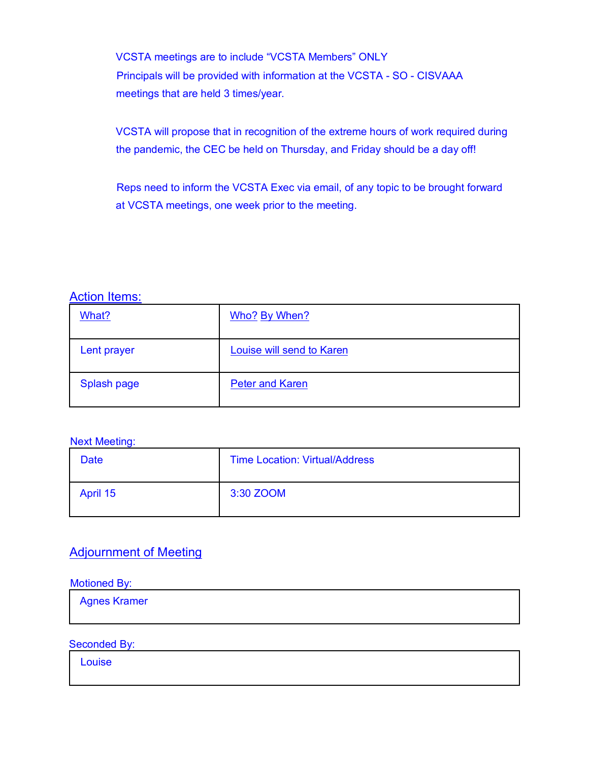VCSTA meetings are to include “VCSTA Members” ONLY

Principals will be provided with information at the VCSTA - SO - CISVAAA meetings that are held 3 times/year.

VCSTA will propose that in recognition of the extreme hours of work required during the pandemic, the CEC be held on Thursday, and Friday should be a day off!

Reps need to inform the VCSTA Exec via email, of any topic to be brought forward at VCSTA meetings, one week prior to the meeting.

## Action Items:

| What? | Who? By When? |
| --- | --- |
| Lent prayer | Louise will send to Karen |
| Splash page | Peter and Karen |

Next Meeting:

| Date | Time Location: Virtual/Address |
| --- | --- |
| April 15 | 3:30 ZOOM |

## Adjournment of Meeting

Motioned By:

| Agnes Kramer |
| --- |

Seconded By:

| Louise |
| --- |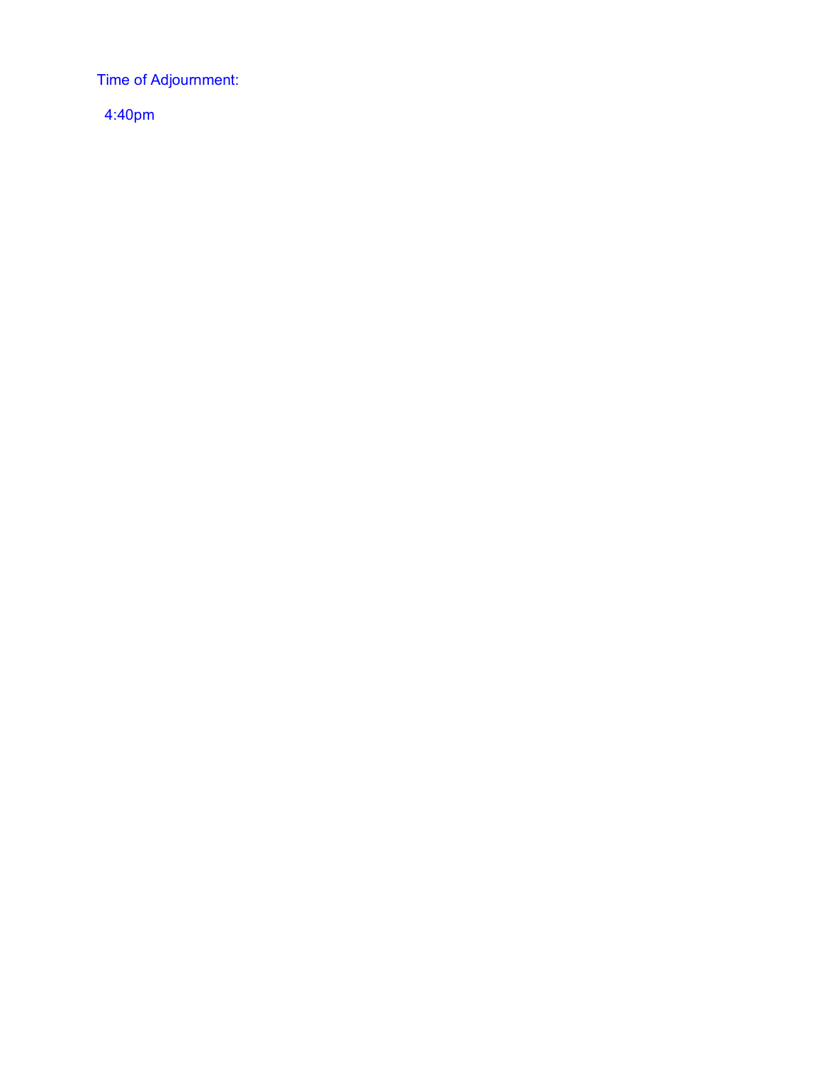Time of Adjournment:

4:40pm